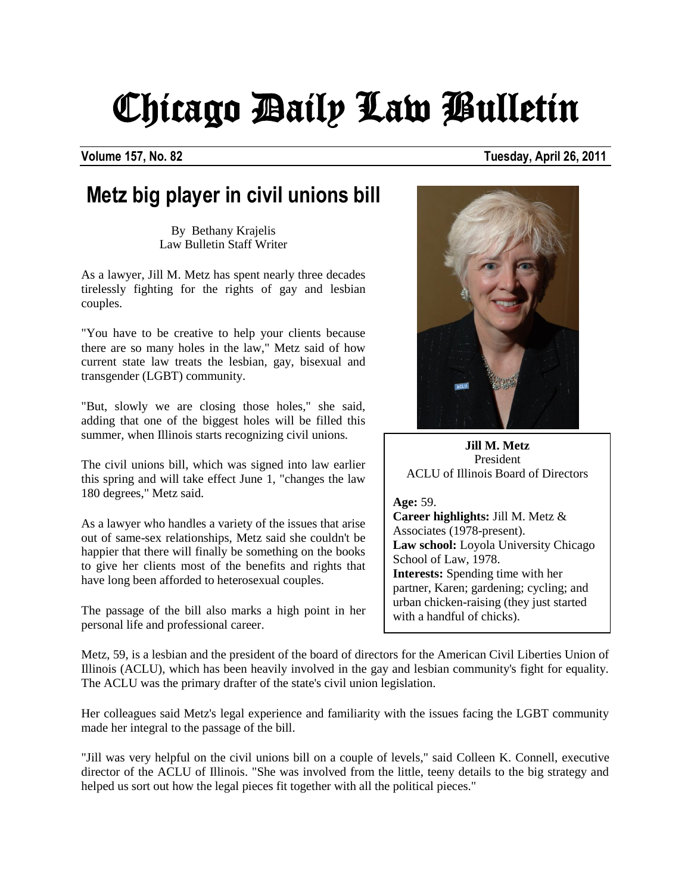# Chicago Daily Law Bulletin

**Volume 157, No. 82** **Tuesday, April 26, 2011**

## Metz big player in civil unions bill

By Bethany Krajelis
Law Bulletin Staff Writer

As a lawyer, Jill M. Metz has spent nearly three decades tirelessly fighting for the rights of gay and lesbian couples.

"You have to be creative to help your clients because there are so many holes in the law," Metz said of how current state law treats the lesbian, gay, bisexual and transgender (LGBT) community.

"But, slowly we are closing those holes," she said, adding that one of the biggest holes will be filled this summer, when Illinois starts recognizing civil unions.

The civil unions bill, which was signed into law earlier this spring and will take effect June 1, "changes the law 180 degrees," Metz said.

As a lawyer who handles a variety of the issues that arise out of same-sex relationships, Metz said she couldn't be happier that there will finally be something on the books to give her clients most of the benefits and rights that have long been afforded to heterosexual couples.

The passage of the bill also marks a high point in her personal life and professional career.

**Jill M. Metz**
President
ACLU of Illinois Board of Directors

**Age:** 59.
**Career highlights:** Jill M. Metz & Associates (1978-present).
**Law school:** Loyola University Chicago School of Law, 1978.
**Interests:** Spending time with her partner, Karen; gardening; cycling; and urban chicken-raising (they just started with a handful of chicks).

Metz, 59, is a lesbian and the president of the board of directors for the American Civil Liberties Union of Illinois (ACLU), which has been heavily involved in the gay and lesbian community's fight for equality. The ACLU was the primary drafter of the state's civil union legislation.

Her colleagues said Metz's legal experience and familiarity with the issues facing the LGBT community made her integral to the passage of the bill.

"Jill was very helpful on the civil unions bill on a couple of levels," said Colleen K. Connell, executive director of the ACLU of Illinois. "She was involved from the little, teeny details to the big strategy and helped us sort out how the legal pieces fit together with all the political pieces."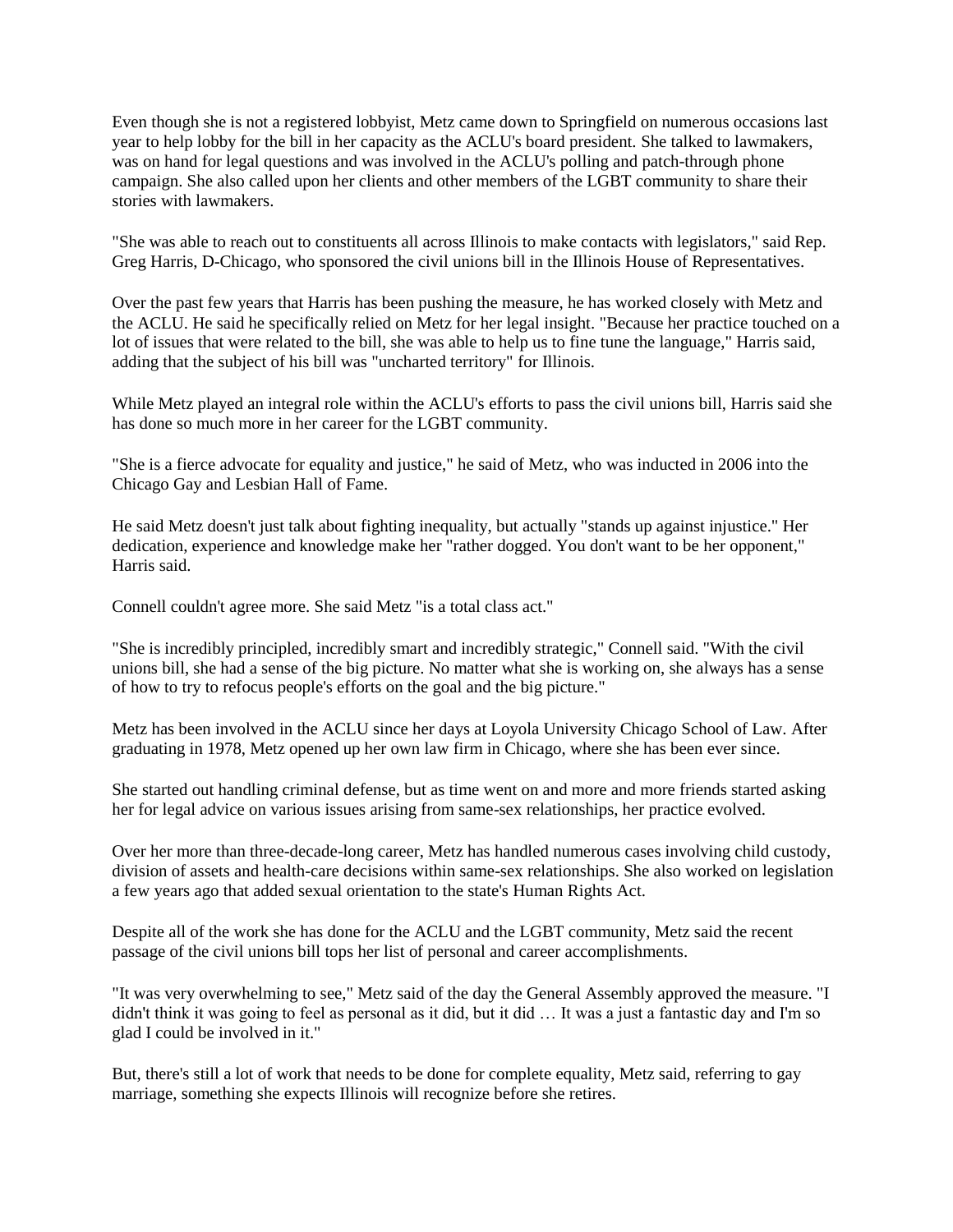Even though she is not a registered lobbyist, Metz came down to Springfield on numerous occasions last year to help lobby for the bill in her capacity as the ACLU's board president. She talked to lawmakers, was on hand for legal questions and was involved in the ACLU's polling and patch-through phone campaign. She also called upon her clients and other members of the LGBT community to share their stories with lawmakers.

"She was able to reach out to constituents all across Illinois to make contacts with legislators," said Rep. Greg Harris, D-Chicago, who sponsored the civil unions bill in the Illinois House of Representatives.

Over the past few years that Harris has been pushing the measure, he has worked closely with Metz and the ACLU. He said he specifically relied on Metz for her legal insight. "Because her practice touched on a lot of issues that were related to the bill, she was able to help us to fine tune the language," Harris said, adding that the subject of his bill was "uncharted territory" for Illinois.

While Metz played an integral role within the ACLU's efforts to pass the civil unions bill, Harris said she has done so much more in her career for the LGBT community.

"She is a fierce advocate for equality and justice," he said of Metz, who was inducted in 2006 into the Chicago Gay and Lesbian Hall of Fame.

He said Metz doesn't just talk about fighting inequality, but actually "stands up against injustice." Her dedication, experience and knowledge make her "rather dogged. You don't want to be her opponent," Harris said.

Connell couldn't agree more. She said Metz "is a total class act."

"She is incredibly principled, incredibly smart and incredibly strategic," Connell said. "With the civil unions bill, she had a sense of the big picture. No matter what she is working on, she always has a sense of how to try to refocus people's efforts on the goal and the big picture."

Metz has been involved in the ACLU since her days at Loyola University Chicago School of Law. After graduating in 1978, Metz opened up her own law firm in Chicago, where she has been ever since.

She started out handling criminal defense, but as time went on and more and more friends started asking her for legal advice on various issues arising from same-sex relationships, her practice evolved.

Over her more than three-decade-long career, Metz has handled numerous cases involving child custody, division of assets and health-care decisions within same-sex relationships. She also worked on legislation a few years ago that added sexual orientation to the state's Human Rights Act.

Despite all of the work she has done for the ACLU and the LGBT community, Metz said the recent passage of the civil unions bill tops her list of personal and career accomplishments.

"It was very overwhelming to see," Metz said of the day the General Assembly approved the measure. "I didn't think it was going to feel as personal as it did, but it did … It was a just a fantastic day and I'm so glad I could be involved in it."

But, there's still a lot of work that needs to be done for complete equality, Metz said, referring to gay marriage, something she expects Illinois will recognize before she retires.